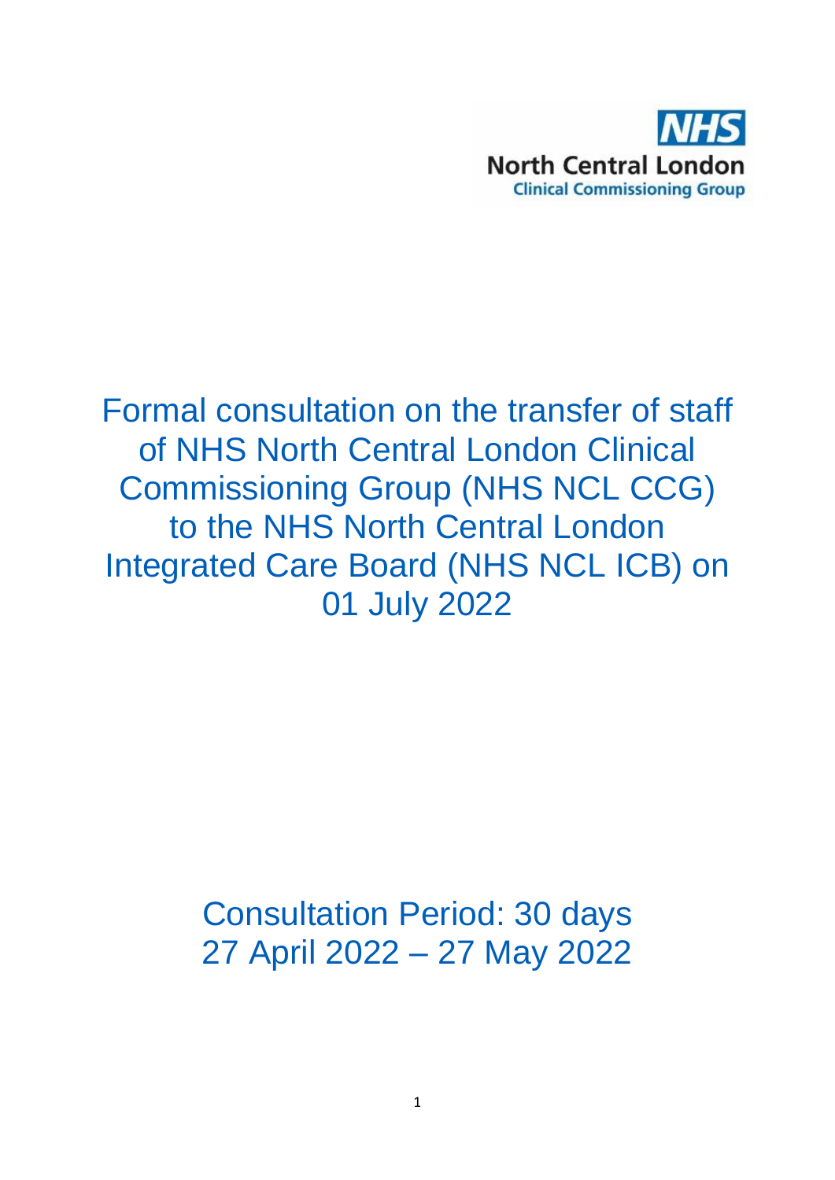NHS
North Central London
Clinical Commissioning Group

# Formal consultation on the transfer of staff of NHS North Central London Clinical Commissioning Group (NHS NCL CCG) to the NHS North Central London Integrated Care Board (NHS NCL ICB) on 01 July 2022

## Consultation Period: 30 days
## 27 April 2022 – 27 May 2022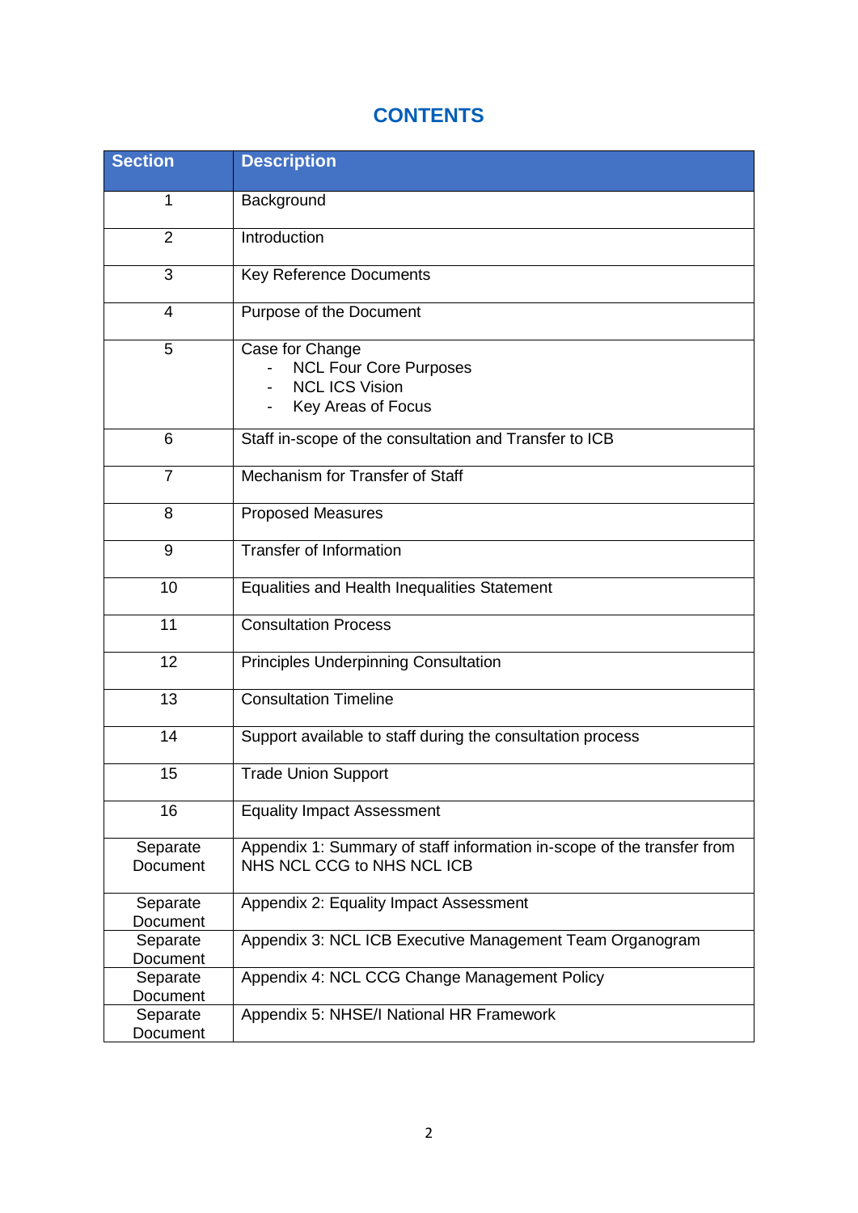# CONTENTS

| Section | Description |
|---|---|
| 1 | Background |
| 2 | Introduction |
| 3 | Key Reference Documents |
| 4 | Purpose of the Document |
| 5 | Case for Change<br>- NCL Four Core Purposes<br>- NCL ICS Vision<br>- Key Areas of Focus |
| 6 | Staff in-scope of the consultation and Transfer to ICB |
| 7 | Mechanism for Transfer of Staff |
| 8 | Proposed Measures |
| 9 | Transfer of Information |
| 10 | Equalities and Health Inequalities Statement |
| 11 | Consultation Process |
| 12 | Principles Underpinning Consultation |
| 13 | Consultation Timeline |
| 14 | Support available to staff during the consultation process |
| 15 | Trade Union Support |
| 16 | Equality Impact Assessment |
| Separate Document | Appendix 1: Summary of staff information in-scope of the transfer from NHS NCL CCG to NHS NCL ICB |
| Separate Document | Appendix 2: Equality Impact Assessment |
| Separate Document | Appendix 3: NCL ICB Executive Management Team Organogram |
| Separate Document | Appendix 4: NCL CCG Change Management Policy |
| Separate Document | Appendix 5: NHSE/I National HR Framework |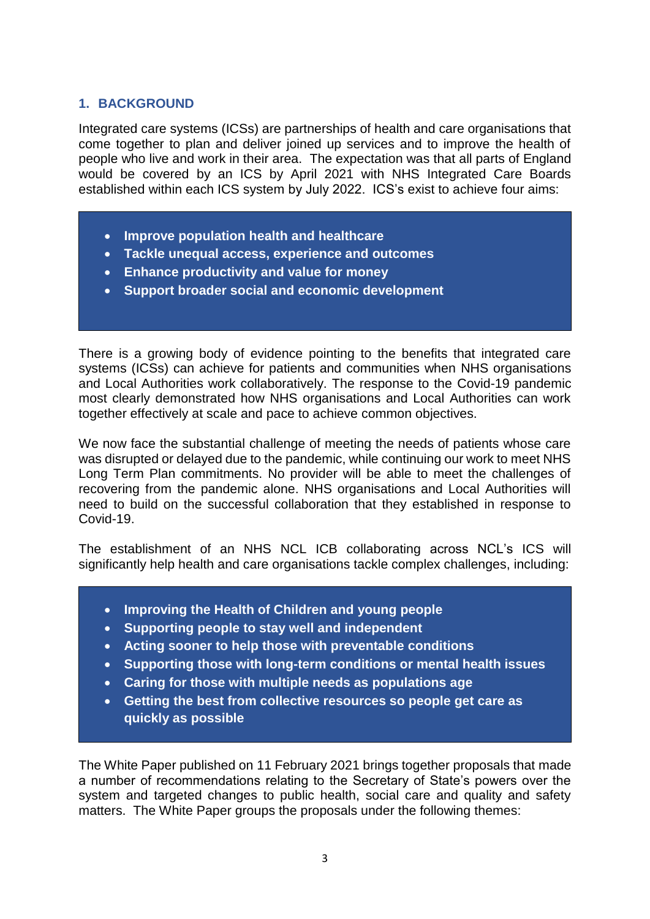## 1. BACKGROUND

Integrated care systems (ICSs) are partnerships of health and care organisations that come together to plan and deliver joined up services and to improve the health of people who live and work in their area. The expectation was that all parts of England would be covered by an ICS by April 2021 with NHS Integrated Care Boards established within each ICS system by July 2022. ICS's exist to achieve four aims:

- **Improve population health and healthcare**
- **Tackle unequal access, experience and outcomes**
- **Enhance productivity and value for money**
- **Support broader social and economic development**

There is a growing body of evidence pointing to the benefits that integrated care systems (ICSs) can achieve for patients and communities when NHS organisations and Local Authorities work collaboratively. The response to the Covid-19 pandemic most clearly demonstrated how NHS organisations and Local Authorities can work together effectively at scale and pace to achieve common objectives.

We now face the substantial challenge of meeting the needs of patients whose care was disrupted or delayed due to the pandemic, while continuing our work to meet NHS Long Term Plan commitments. No provider will be able to meet the challenges of recovering from the pandemic alone. NHS organisations and Local Authorities will need to build on the successful collaboration that they established in response to Covid-19.

The establishment of an NHS NCL ICB collaborating across NCL's ICS will significantly help health and care organisations tackle complex challenges, including:

- **Improving the Health of Children and young people**
- **Supporting people to stay well and independent**
- **Acting sooner to help those with preventable conditions**
- **Supporting those with long-term conditions or mental health issues**
- **Caring for those with multiple needs as populations age**
- **Getting the best from collective resources so people get care as quickly as possible**

The White Paper published on 11 February 2021 brings together proposals that made a number of recommendations relating to the Secretary of State's powers over the system and targeted changes to public health, social care and quality and safety matters. The White Paper groups the proposals under the following themes: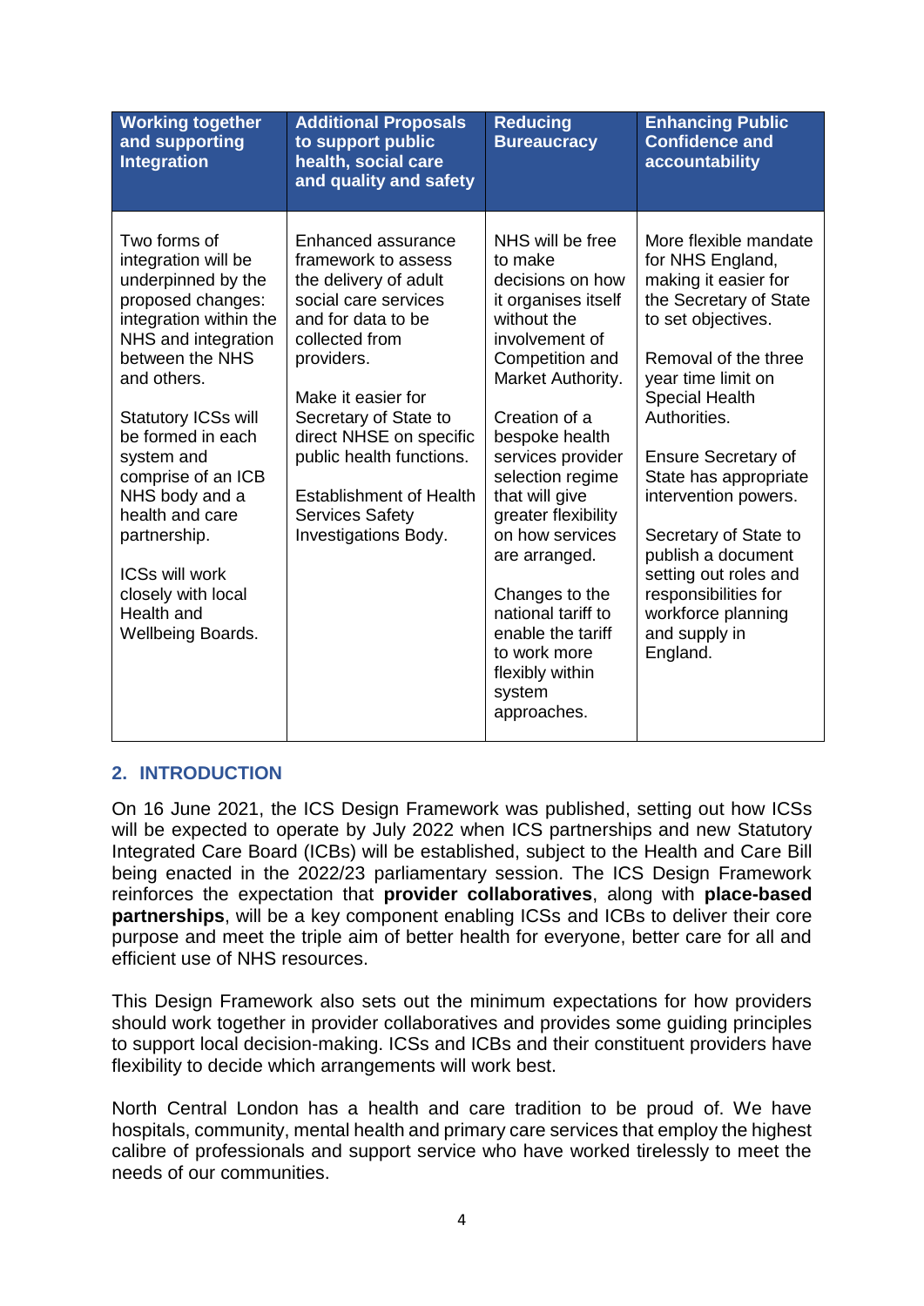| Working together and supporting Integration | Additional Proposals to support public health, social care and quality and safety | Reducing Bureaucracy | Enhancing Public Confidence and accountability |
|---|---|---|---|
| Two forms of integration will be underpinned by the proposed changes: integration within the NHS and integration between the NHS and others.<br><br>Statutory ICSs will be formed in each system and comprise of an ICB NHS body and a health and care partnership.<br><br>ICSs will work closely with local Health and Wellbeing Boards. | Enhanced assurance framework to assess the delivery of adult social care services and for data to be collected from providers.<br><br>Make it easier for Secretary of State to direct NHSE on specific public health functions.<br><br>Establishment of Health Services Safety Investigations Body. | NHS will be free to make decisions on how it organises itself without the involvement of Competition and Market Authority.<br><br>Creation of a bespoke health services provider selection regime that will give greater flexibility on how services are arranged.<br><br>Changes to the national tariff to enable the tariff to work more flexibly within system approaches. | More flexible mandate for NHS England, making it easier for the Secretary of State to set objectives.<br><br>Removal of the three year time limit on Special Health Authorities.<br><br>Ensure Secretary of State has appropriate intervention powers.<br><br>Secretary of State to publish a document setting out roles and responsibilities for workforce planning and supply in England. |

## 2. INTRODUCTION

On 16 June 2021, the ICS Design Framework was published, setting out how ICSs will be expected to operate by July 2022 when ICS partnerships and new Statutory Integrated Care Board (ICBs) will be established, subject to the Health and Care Bill being enacted in the 2022/23 parliamentary session. The ICS Design Framework reinforces the expectation that **provider collaboratives**, along with **place-based partnerships**, will be a key component enabling ICSs and ICBs to deliver their core purpose and meet the triple aim of better health for everyone, better care for all and efficient use of NHS resources.

This Design Framework also sets out the minimum expectations for how providers should work together in provider collaboratives and provides some guiding principles to support local decision-making. ICSs and ICBs and their constituent providers have flexibility to decide which arrangements will work best.

North Central London has a health and care tradition to be proud of. We have hospitals, community, mental health and primary care services that employ the highest calibre of professionals and support service who have worked tirelessly to meet the needs of our communities.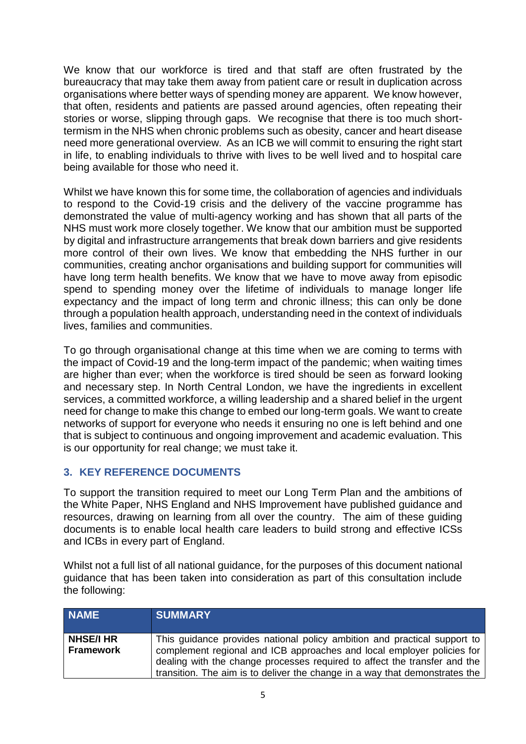We know that our workforce is tired and that staff are often frustrated by the bureaucracy that may take them away from patient care or result in duplication across organisations where better ways of spending money are apparent. We know however, that often, residents and patients are passed around agencies, often repeating their stories or worse, slipping through gaps. We recognise that there is too much short-termism in the NHS when chronic problems such as obesity, cancer and heart disease need more generational overview. As an ICB we will commit to ensuring the right start in life, to enabling individuals to thrive with lives to be well lived and to hospital care being available for those who need it.

Whilst we have known this for some time, the collaboration of agencies and individuals to respond to the Covid-19 crisis and the delivery of the vaccine programme has demonstrated the value of multi-agency working and has shown that all parts of the NHS must work more closely together. We know that our ambition must be supported by digital and infrastructure arrangements that break down barriers and give residents more control of their own lives. We know that embedding the NHS further in our communities, creating anchor organisations and building support for communities will have long term health benefits. We know that we have to move away from episodic spend to spending money over the lifetime of individuals to manage longer life expectancy and the impact of long term and chronic illness; this can only be done through a population health approach, understanding need in the context of individuals lives, families and communities.

To go through organisational change at this time when we are coming to terms with the impact of Covid-19 and the long-term impact of the pandemic; when waiting times are higher than ever; when the workforce is tired should be seen as forward looking and necessary step. In North Central London, we have the ingredients in excellent services, a committed workforce, a willing leadership and a shared belief in the urgent need for change to make this change to embed our long-term goals. We want to create networks of support for everyone who needs it ensuring no one is left behind and one that is subject to continuous and ongoing improvement and academic evaluation. This is our opportunity for real change; we must take it.

## 3. KEY REFERENCE DOCUMENTS

To support the transition required to meet our Long Term Plan and the ambitions of the White Paper, NHS England and NHS Improvement have published guidance and resources, drawing on learning from all over the country. The aim of these guiding documents is to enable local health care leaders to build strong and effective ICSs and ICBs in every part of England.

Whilst not a full list of all national guidance, for the purposes of this document national guidance that has been taken into consideration as part of this consultation include the following:

| NAME | SUMMARY |
|---|---|
| **NHSE/I HR Framework** | This guidance provides national policy ambition and practical support to complement regional and ICB approaches and local employer policies for dealing with the change processes required to affect the transfer and the transition. The aim is to deliver the change in a way that demonstrates the |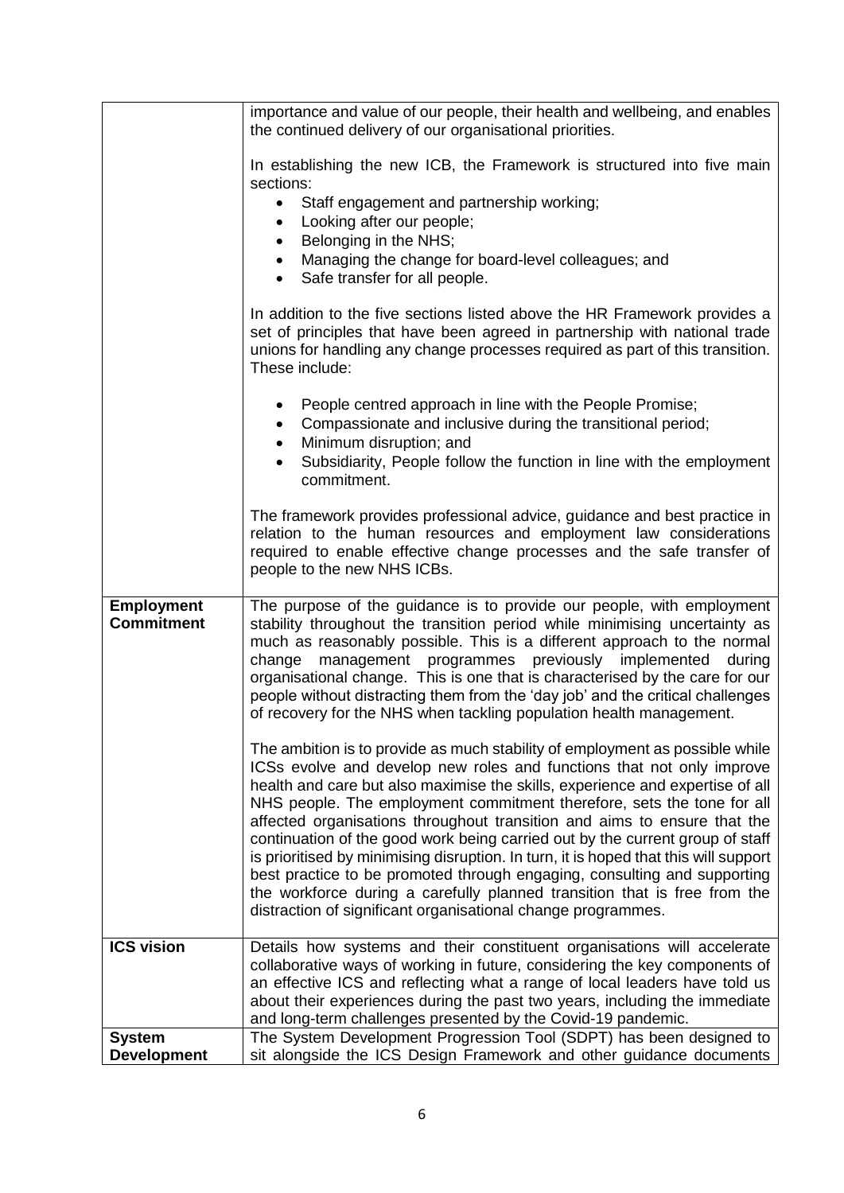| | |
|---|---|
| | importance and value of our people, their health and wellbeing, and enables the continued delivery of our organisational priorities.<br><br>In establishing the new ICB, the Framework is structured into five main sections:<br>• Staff engagement and partnership working;<br>• Looking after our people;<br>• Belonging in the NHS;<br>• Managing the change for board-level colleagues; and<br>• Safe transfer for all people.<br><br>In addition to the five sections listed above the HR Framework provides a set of principles that have been agreed in partnership with national trade unions for handling any change processes required as part of this transition. These include:<br><br>• People centred approach in line with the People Promise;<br>• Compassionate and inclusive during the transitional period;<br>• Minimum disruption; and<br>• Subsidiarity, People follow the function in line with the employment commitment.<br><br>The framework provides professional advice, guidance and best practice in relation to the human resources and employment law considerations required to enable effective change processes and the safe transfer of people to the new NHS ICBs. |
| **Employment Commitment** | The purpose of the guidance is to provide our people, with employment stability throughout the transition period while minimising uncertainty as much as reasonably possible. This is a different approach to the normal change management programmes previously implemented during organisational change. This is one that is characterised by the care for our people without distracting them from the 'day job' and the critical challenges of recovery for the NHS when tackling population health management.<br><br>The ambition is to provide as much stability of employment as possible while ICSs evolve and develop new roles and functions that not only improve health and care but also maximise the skills, experience and expertise of all NHS people. The employment commitment therefore, sets the tone for all affected organisations throughout transition and aims to ensure that the continuation of the good work being carried out by the current group of staff is prioritised by minimising disruption. In turn, it is hoped that this will support best practice to be promoted through engaging, consulting and supporting the workforce during a carefully planned transition that is free from the distraction of significant organisational change programmes. |
| **ICS vision** | Details how systems and their constituent organisations will accelerate collaborative ways of working in future, considering the key components of an effective ICS and reflecting what a range of local leaders have told us about their experiences during the past two years, including the immediate and long-term challenges presented by the Covid-19 pandemic. |
| **System Development** | The System Development Progression Tool (SDPT) has been designed to sit alongside the ICS Design Framework and other guidance documents |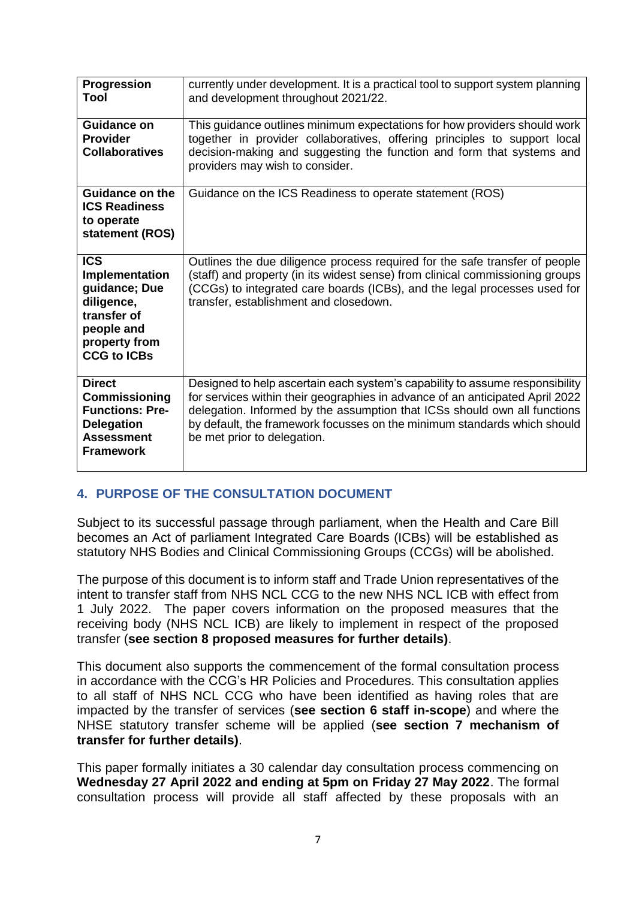| Progression Tool | currently under development. It is a practical tool to support system planning and development throughout 2021/22. |
|---|---|
| **Guidance on Provider Collaboratives** | This guidance outlines minimum expectations for how providers should work together in provider collaboratives, offering principles to support local decision-making and suggesting the function and form that systems and providers may wish to consider. |
| **Guidance on the ICS Readiness to operate statement (ROS)** | Guidance on the ICS Readiness to operate statement (ROS) |
| **ICS Implementation guidance; Due diligence, transfer of people and property from CCG to ICBs** | Outlines the due diligence process required for the safe transfer of people (staff) and property (in its widest sense) from clinical commissioning groups (CCGs) to integrated care boards (ICBs), and the legal processes used for transfer, establishment and closedown. |
| **Direct Commissioning Functions: Pre-Delegation Assessment Framework** | Designed to help ascertain each system's capability to assume responsibility for services within their geographies in advance of an anticipated April 2022 delegation. Informed by the assumption that ICSs should own all functions by default, the framework focusses on the minimum standards which should be met prior to delegation. |

## 4. PURPOSE OF THE CONSULTATION DOCUMENT

Subject to its successful passage through parliament, when the Health and Care Bill becomes an Act of parliament Integrated Care Boards (ICBs) will be established as statutory NHS Bodies and Clinical Commissioning Groups (CCGs) will be abolished.

The purpose of this document is to inform staff and Trade Union representatives of the intent to transfer staff from NHS NCL CCG to the new NHS NCL ICB with effect from 1 July 2022. The paper covers information on the proposed measures that the receiving body (NHS NCL ICB) are likely to implement in respect of the proposed transfer (**see section 8 proposed measures for further details)**.

This document also supports the commencement of the formal consultation process in accordance with the CCG's HR Policies and Procedures. This consultation applies to all staff of NHS NCL CCG who have been identified as having roles that are impacted by the transfer of services (**see section 6 staff in-scope**) and where the NHSE statutory transfer scheme will be applied (**see section 7 mechanism of transfer for further details)**.

This paper formally initiates a 30 calendar day consultation process commencing on **Wednesday 27 April 2022 and ending at 5pm on Friday 27 May 2022**. The formal consultation process will provide all staff affected by these proposals with an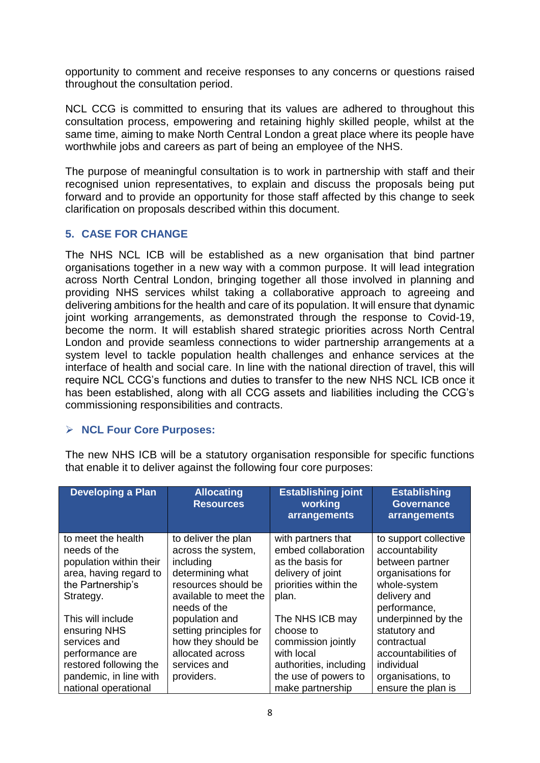opportunity to comment and receive responses to any concerns or questions raised throughout the consultation period.

NCL CCG is committed to ensuring that its values are adhered to throughout this consultation process, empowering and retaining highly skilled people, whilst at the same time, aiming to make North Central London a great place where its people have worthwhile jobs and careers as part of being an employee of the NHS.

The purpose of meaningful consultation is to work in partnership with staff and their recognised union representatives, to explain and discuss the proposals being put forward and to provide an opportunity for those staff affected by this change to seek clarification on proposals described within this document.

## 5. CASE FOR CHANGE

The NHS NCL ICB will be established as a new organisation that bind partner organisations together in a new way with a common purpose. It will lead integration across North Central London, bringing together all those involved in planning and providing NHS services whilst taking a collaborative approach to agreeing and delivering ambitions for the health and care of its population. It will ensure that dynamic joint working arrangements, as demonstrated through the response to Covid-19, become the norm. It will establish shared strategic priorities across North Central London and provide seamless connections to wider partnership arrangements at a system level to tackle population health challenges and enhance services at the interface of health and social care. In line with the national direction of travel, this will require NCL CCG's functions and duties to transfer to the new NHS NCL ICB once it has been established, along with all CCG assets and liabilities including the CCG's commissioning responsibilities and contracts.

### NCL Four Core Purposes:

The new NHS ICB will be a statutory organisation responsible for specific functions that enable it to deliver against the following four core purposes:

| Developing a Plan | Allocating Resources | Establishing joint working arrangements | Establishing Governance arrangements |
|---|---|---|---|
| to meet the health needs of the population within their area, having regard to the Partnership's Strategy.<br><br>This will include ensuring NHS services and performance are restored following the pandemic, in line with national operational | to deliver the plan across the system, including determining what resources should be available to meet the needs of the population and setting principles for how they should be allocated across services and providers. | with partners that embed collaboration as the basis for delivery of joint priorities within the plan.<br><br>The NHS ICB may choose to commission jointly with local authorities, including the use of powers to make partnership | to support collective accountability between partner organisations for whole-system delivery and performance, underpinned by the statutory and contractual accountabilities of individual organisations, to ensure the plan is |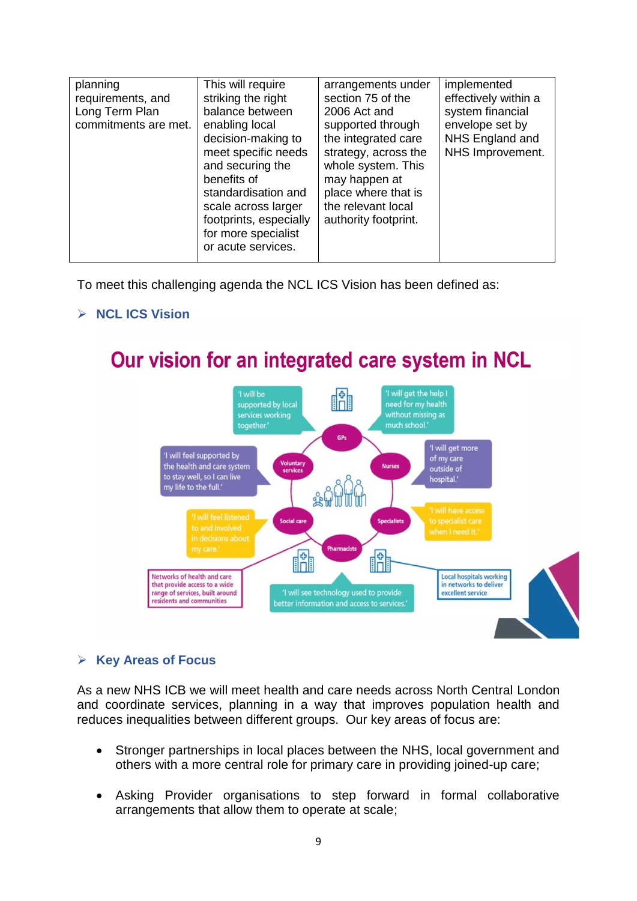| planning requirements, and Long Term Plan commitments are met. | This will require striking the right balance between enabling local decision-making to meet specific needs and securing the benefits of standardisation and scale across larger footprints, especially for more specialist or acute services. | arrangements under section 75 of the 2006 Act and supported through the integrated care strategy, across the whole system. This may happen at place where that is the relevant local authority footprint. | implemented effectively within a system financial envelope set by NHS England and NHS Improvement. |
|---|---|---|---|

To meet this challenging agenda the NCL ICS Vision has been defined as:

- **NCL ICS Vision**

**Our vision for an integrated care system in NCL**

'I will be supported by local services working together.'

'I will get the help I need for my health without missing as much school.'

'I will feel supported by the health and care system to stay well, so I can live my life to the full.'

'I will get more of my care outside of hospital.'

'I will feel listened to and involved in decisions about my care.'

'I will have access to specialist care when I need it.'

GPs, Voluntary services, Nurses, Social care, Specialists, Pharmacists

Networks of health and care that provide access to a wide range of services, built around residents and communities

'I will see technology used to provide better information and access to services.'

Local hospitals working in networks to deliver excellent service

- **Key Areas of Focus**

As a new NHS ICB we will meet health and care needs across North Central London and coordinate services, planning in a way that improves population health and reduces inequalities between different groups. Our key areas of focus are:

- Stronger partnerships in local places between the NHS, local government and others with a more central role for primary care in providing joined-up care;
- Asking Provider organisations to step forward in formal collaborative arrangements that allow them to operate at scale;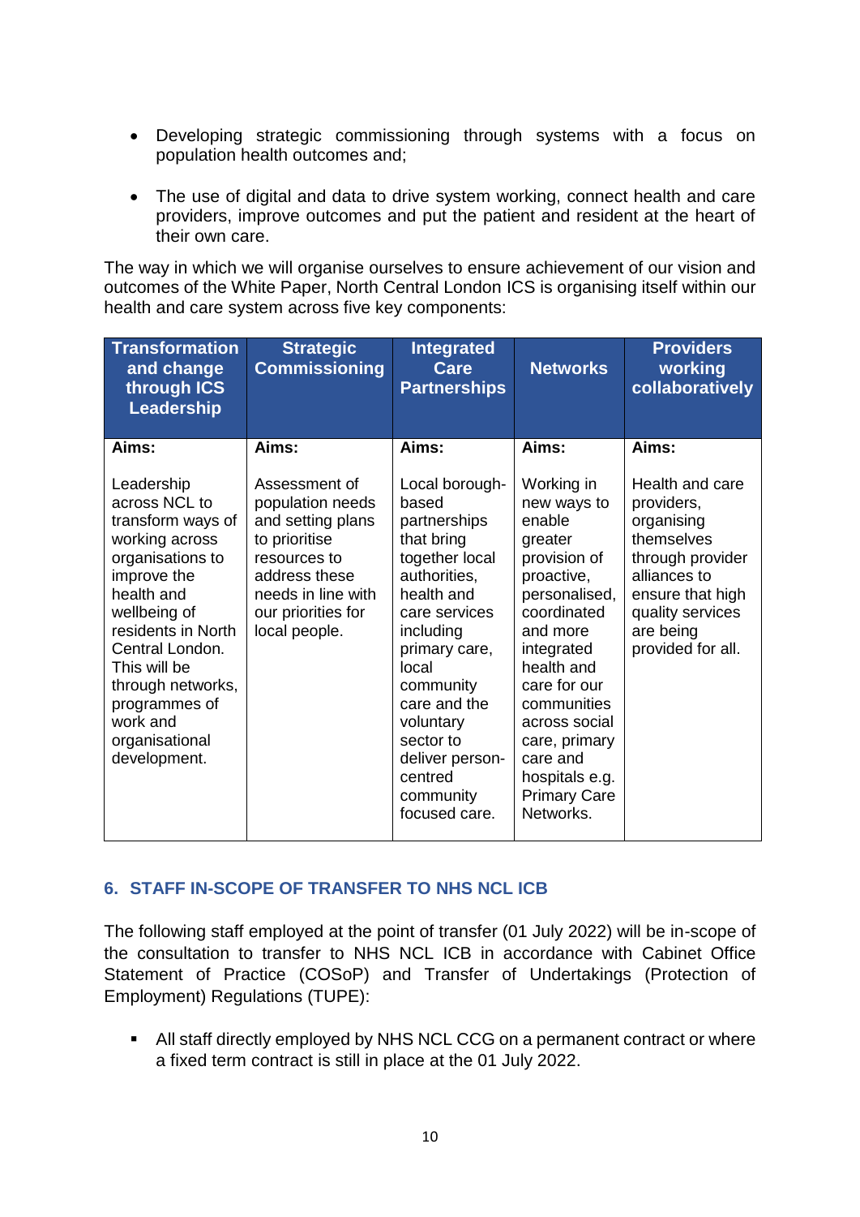- Developing strategic commissioning through systems with a focus on population health outcomes and;

- The use of digital and data to drive system working, connect health and care providers, improve outcomes and put the patient and resident at the heart of their own care.

The way in which we will organise ourselves to ensure achievement of our vision and outcomes of the White Paper, North Central London ICS is organising itself within our health and care system across five key components:

| Transformation and change through ICS Leadership | Strategic Commissioning | Integrated Care Partnerships | Networks | Providers working collaboratively |
|---|---|---|---|---|
| **Aims:**<br><br>Leadership across NCL to transform ways of working across organisations to improve the health and wellbeing of residents in North Central London. This will be through networks, programmes of work and organisational development. | **Aims:**<br><br>Assessment of population needs and setting plans to prioritise resources to address these needs in line with our priorities for local people. | **Aims:**<br><br>Local borough-based partnerships that bring together local authorities, health and care services including primary care, local community care and the voluntary sector to deliver person-centred community focused care. | **Aims:**<br><br>Working in new ways to enable greater provision of proactive, personalised, coordinated and more integrated health and care for our communities across social care, primary care and hospitals e.g. Primary Care Networks. | **Aims:**<br><br>Health and care providers, organising themselves through provider alliances to ensure that high quality services are being provided for all. |

## 6. STAFF IN-SCOPE OF TRANSFER TO NHS NCL ICB

The following staff employed at the point of transfer (01 July 2022) will be in-scope of the consultation to transfer to NHS NCL ICB in accordance with Cabinet Office Statement of Practice (COSoP) and Transfer of Undertakings (Protection of Employment) Regulations (TUPE):

- All staff directly employed by NHS NCL CCG on a permanent contract or where a fixed term contract is still in place at the 01 July 2022.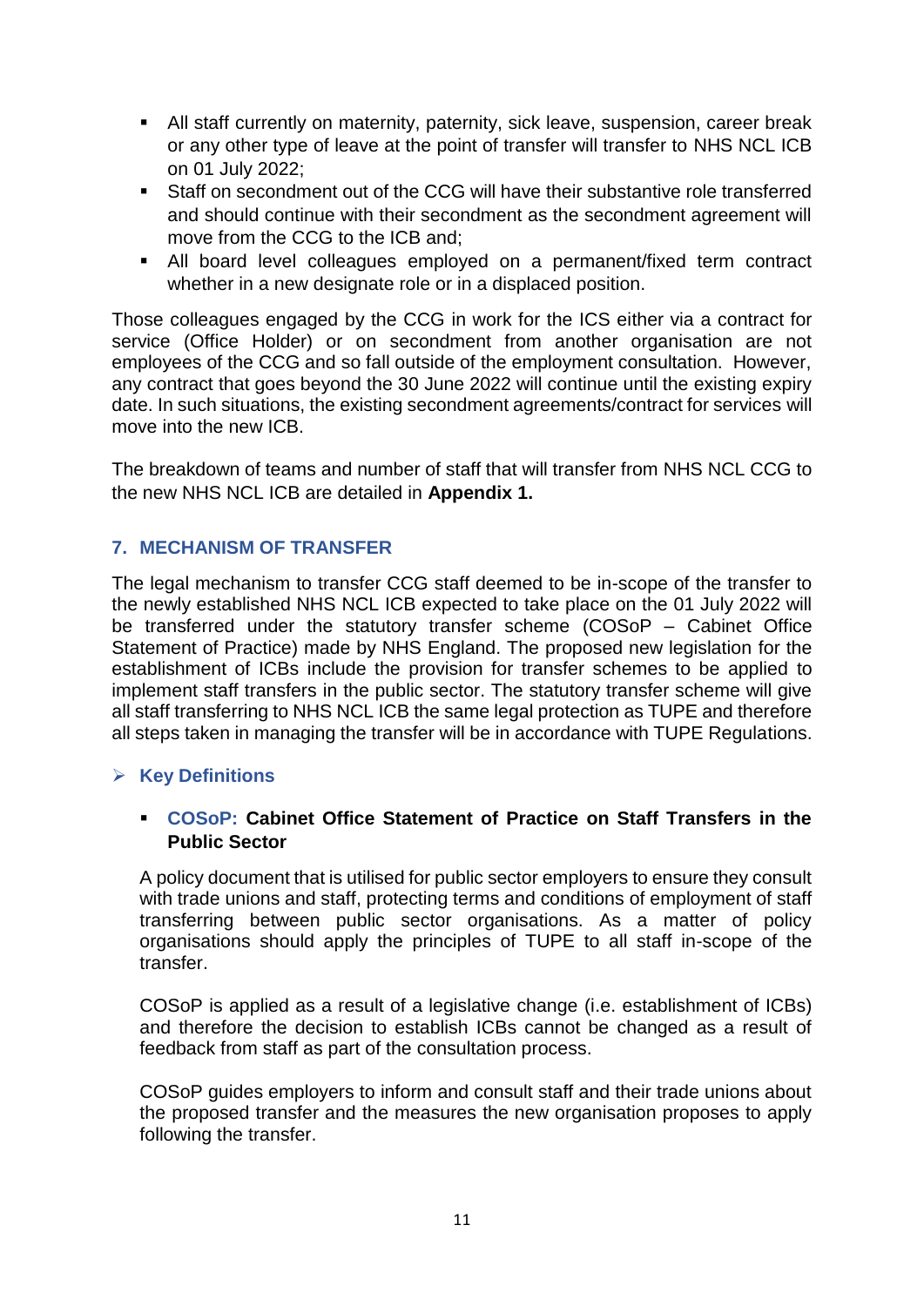- All staff currently on maternity, paternity, sick leave, suspension, career break or any other type of leave at the point of transfer will transfer to NHS NCL ICB on 01 July 2022;
- Staff on secondment out of the CCG will have their substantive role transferred and should continue with their secondment as the secondment agreement will move from the CCG to the ICB and;
- All board level colleagues employed on a permanent/fixed term contract whether in a new designate role or in a displaced position.

Those colleagues engaged by the CCG in work for the ICS either via a contract for service (Office Holder) or on secondment from another organisation are not employees of the CCG and so fall outside of the employment consultation. However, any contract that goes beyond the 30 June 2022 will continue until the existing expiry date. In such situations, the existing secondment agreements/contract for services will move into the new ICB.

The breakdown of teams and number of staff that will transfer from NHS NCL CCG to the new NHS NCL ICB are detailed in **Appendix 1.**

## 7. MECHANISM OF TRANSFER

The legal mechanism to transfer CCG staff deemed to be in-scope of the transfer to the newly established NHS NCL ICB expected to take place on the 01 July 2022 will be transferred under the statutory transfer scheme (COSoP – Cabinet Office Statement of Practice) made by NHS England. The proposed new legislation for the establishment of ICBs include the provision for transfer schemes to be applied to implement staff transfers in the public sector. The statutory transfer scheme will give all staff transferring to NHS NCL ICB the same legal protection as TUPE and therefore all steps taken in managing the transfer will be in accordance with TUPE Regulations.

### Key Definitions

- **COSoP: Cabinet Office Statement of Practice on Staff Transfers in the Public Sector**

A policy document that is utilised for public sector employers to ensure they consult with trade unions and staff, protecting terms and conditions of employment of staff transferring between public sector organisations. As a matter of policy organisations should apply the principles of TUPE to all staff in-scope of the transfer.

COSoP is applied as a result of a legislative change (i.e. establishment of ICBs) and therefore the decision to establish ICBs cannot be changed as a result of feedback from staff as part of the consultation process.

COSoP guides employers to inform and consult staff and their trade unions about the proposed transfer and the measures the new organisation proposes to apply following the transfer.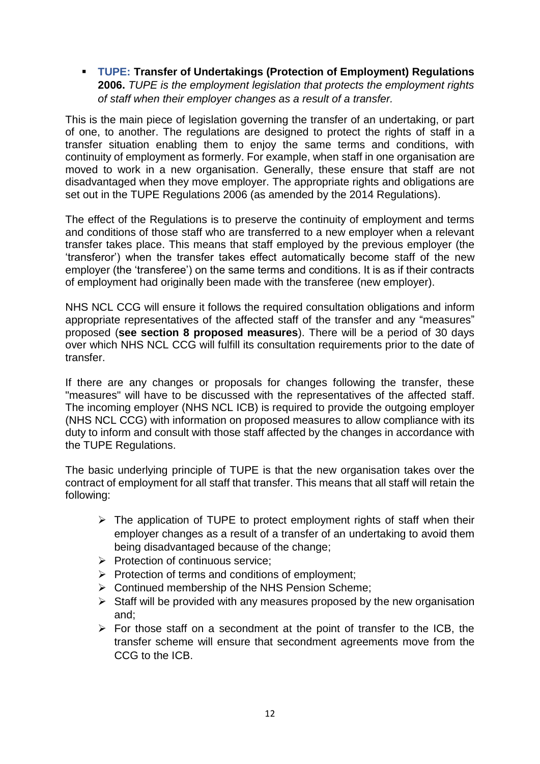- **TUPE: Transfer of Undertakings (Protection of Employment) Regulations 2006.** *TUPE is the employment legislation that protects the employment rights of staff when their employer changes as a result of a transfer.*

This is the main piece of legislation governing the transfer of an undertaking, or part of one, to another. The regulations are designed to protect the rights of staff in a transfer situation enabling them to enjoy the same terms and conditions, with continuity of employment as formerly. For example, when staff in one organisation are moved to work in a new organisation. Generally, these ensure that staff are not disadvantaged when they move employer. The appropriate rights and obligations are set out in the TUPE Regulations 2006 (as amended by the 2014 Regulations).

The effect of the Regulations is to preserve the continuity of employment and terms and conditions of those staff who are transferred to a new employer when a relevant transfer takes place. This means that staff employed by the previous employer (the 'transferor') when the transfer takes effect automatically become staff of the new employer (the 'transferee') on the same terms and conditions. It is as if their contracts of employment had originally been made with the transferee (new employer).

NHS NCL CCG will ensure it follows the required consultation obligations and inform appropriate representatives of the affected staff of the transfer and any "measures" proposed (**see section 8 proposed measures**). There will be a period of 30 days over which NHS NCL CCG will fulfill its consultation requirements prior to the date of transfer.

If there are any changes or proposals for changes following the transfer, these "measures" will have to be discussed with the representatives of the affected staff. The incoming employer (NHS NCL ICB) is required to provide the outgoing employer (NHS NCL CCG) with information on proposed measures to allow compliance with its duty to inform and consult with those staff affected by the changes in accordance with the TUPE Regulations.

The basic underlying principle of TUPE is that the new organisation takes over the contract of employment for all staff that transfer. This means that all staff will retain the following:

- The application of TUPE to protect employment rights of staff when their employer changes as a result of a transfer of an undertaking to avoid them being disadvantaged because of the change;
- Protection of continuous service;
- Protection of terms and conditions of employment;
- Continued membership of the NHS Pension Scheme;
- Staff will be provided with any measures proposed by the new organisation and;
- For those staff on a secondment at the point of transfer to the ICB, the transfer scheme will ensure that secondment agreements move from the CCG to the ICB.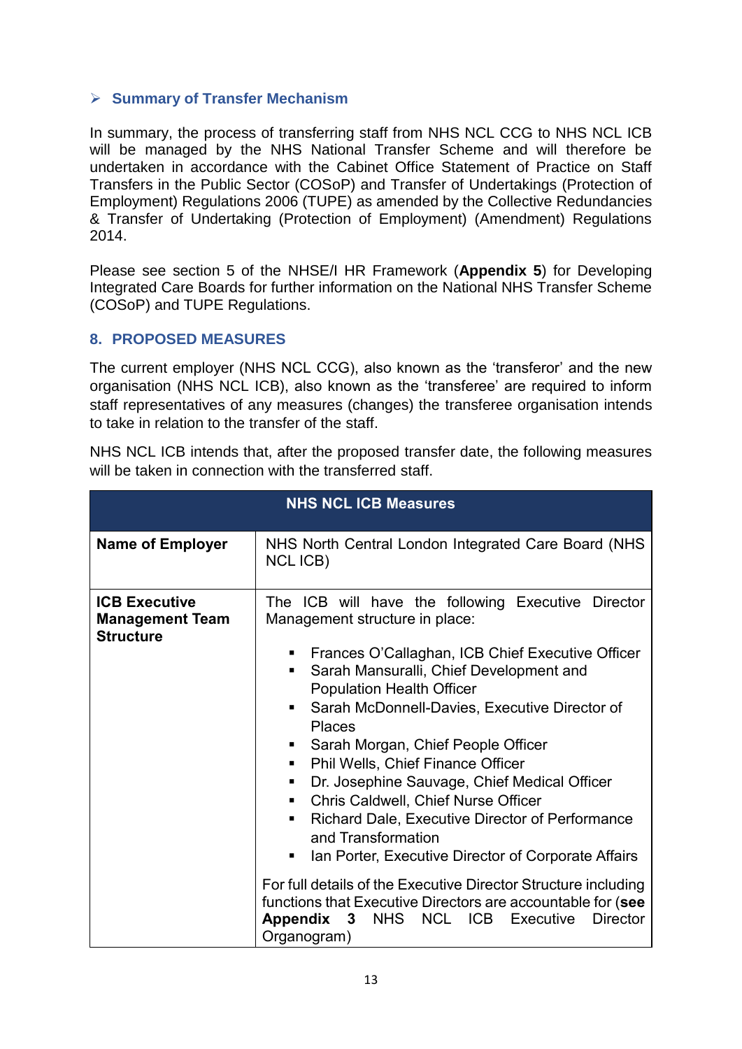➢ **Summary of Transfer Mechanism**

In summary, the process of transferring staff from NHS NCL CCG to NHS NCL ICB will be managed by the NHS National Transfer Scheme and will therefore be undertaken in accordance with the Cabinet Office Statement of Practice on Staff Transfers in the Public Sector (COSoP) and Transfer of Undertakings (Protection of Employment) Regulations 2006 (TUPE) as amended by the Collective Redundancies & Transfer of Undertaking (Protection of Employment) (Amendment) Regulations 2014.

Please see section 5 of the NHSE/I HR Framework (**Appendix 5**) for Developing Integrated Care Boards for further information on the National NHS Transfer Scheme (COSoP) and TUPE Regulations.

## 8. PROPOSED MEASURES

The current employer (NHS NCL CCG), also known as the 'transferor' and the new organisation (NHS NCL ICB), also known as the 'transferee' are required to inform staff representatives of any measures (changes) the transferee organisation intends to take in relation to the transfer of the staff.

NHS NCL ICB intends that, after the proposed transfer date, the following measures will be taken in connection with the transferred staff.

| **NHS NCL ICB Measures** | |
|---|---|
| **Name of Employer** | NHS North Central London Integrated Care Board (NHS NCL ICB) |
| **ICB Executive Management Team Structure** | The ICB will have the following Executive Director Management structure in place:<br>▪ Frances O'Callaghan, ICB Chief Executive Officer<br>▪ Sarah Mansuralli, Chief Development and Population Health Officer<br>▪ Sarah McDonnell-Davies, Executive Director of Places<br>▪ Sarah Morgan, Chief People Officer<br>▪ Phil Wells, Chief Finance Officer<br>▪ Dr. Josephine Sauvage, Chief Medical Officer<br>▪ Chris Caldwell, Chief Nurse Officer<br>▪ Richard Dale, Executive Director of Performance and Transformation<br>▪ Ian Porter, Executive Director of Corporate Affairs<br><br>For full details of the Executive Director Structure including functions that Executive Directors are accountable for (**see Appendix 3** NHS NCL ICB Executive Director Organogram) |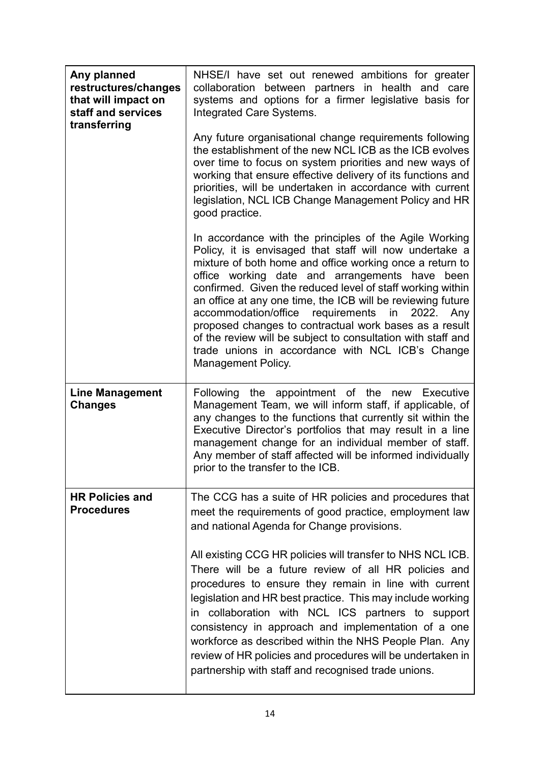| | |
|---|---|
| **Any planned restructures/changes that will impact on staff and services transferring** | NHSE/I have set out renewed ambitions for greater collaboration between partners in health and care systems and options for a firmer legislative basis for Integrated Care Systems.<br><br>Any future organisational change requirements following the establishment of the new NCL ICB as the ICB evolves over time to focus on system priorities and new ways of working that ensure effective delivery of its functions and priorities, will be undertaken in accordance with current legislation, NCL ICB Change Management Policy and HR good practice.<br><br>In accordance with the principles of the Agile Working Policy, it is envisaged that staff will now undertake a mixture of both home and office working once a return to office working date and arrangements have been confirmed. Given the reduced level of staff working within an office at any one time, the ICB will be reviewing future accommodation/office requirements in 2022. Any proposed changes to contractual work bases as a result of the review will be subject to consultation with staff and trade unions in accordance with NCL ICB's Change Management Policy. |
| **Line Management Changes** | Following the appointment of the new Executive Management Team, we will inform staff, if applicable, of any changes to the functions that currently sit within the Executive Director's portfolios that may result in a line management change for an individual member of staff. Any member of staff affected will be informed individually prior to the transfer to the ICB. |
| **HR Policies and Procedures** | The CCG has a suite of HR policies and procedures that meet the requirements of good practice, employment law and national Agenda for Change provisions.<br><br>All existing CCG HR policies will transfer to NHS NCL ICB. There will be a future review of all HR policies and procedures to ensure they remain in line with current legislation and HR best practice. This may include working in collaboration with NCL ICS partners to support consistency in approach and implementation of a one workforce as described within the NHS People Plan. Any review of HR policies and procedures will be undertaken in partnership with staff and recognised trade unions. |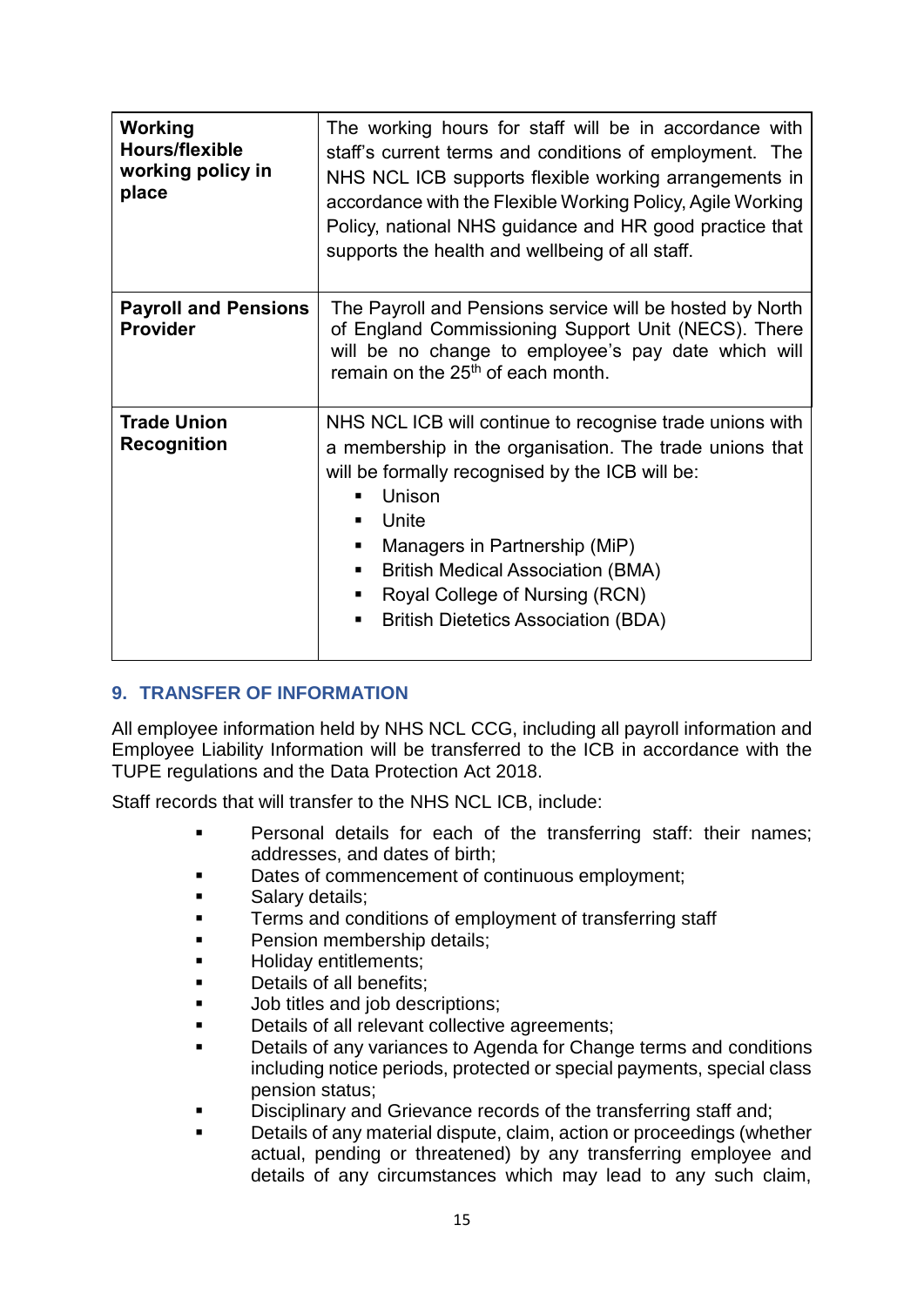| **Working Hours/flexible working policy in place** | The working hours for staff will be in accordance with staff's current terms and conditions of employment. The NHS NCL ICB supports flexible working arrangements in accordance with the Flexible Working Policy, Agile Working Policy, national NHS guidance and HR good practice that supports the health and wellbeing of all staff. |
|---|---|
| **Payroll and Pensions Provider** | The Payroll and Pensions service will be hosted by North of England Commissioning Support Unit (NECS). There will be no change to employee's pay date which will remain on the 25th of each month. |
| **Trade Union Recognition** | NHS NCL ICB will continue to recognise trade unions with a membership in the organisation. The trade unions that will be formally recognised by the ICB will be: <br>▪ Unison <br>▪ Unite <br>▪ Managers in Partnership (MiP) <br>▪ British Medical Association (BMA) <br>▪ Royal College of Nursing (RCN) <br>▪ British Dietetics Association (BDA) |

## 9. TRANSFER OF INFORMATION

All employee information held by NHS NCL CCG, including all payroll information and Employee Liability Information will be transferred to the ICB in accordance with the TUPE regulations and the Data Protection Act 2018.

Staff records that will transfer to the NHS NCL ICB, include:

- Personal details for each of the transferring staff: their names; addresses, and dates of birth;
- Dates of commencement of continuous employment;
- Salary details;
- Terms and conditions of employment of transferring staff
- Pension membership details;
- Holiday entitlements;
- Details of all benefits;
- Job titles and job descriptions;
- Details of all relevant collective agreements;
- Details of any variances to Agenda for Change terms and conditions including notice periods, protected or special payments, special class pension status;
- Disciplinary and Grievance records of the transferring staff and;
- Details of any material dispute, claim, action or proceedings (whether actual, pending or threatened) by any transferring employee and details of any circumstances which may lead to any such claim,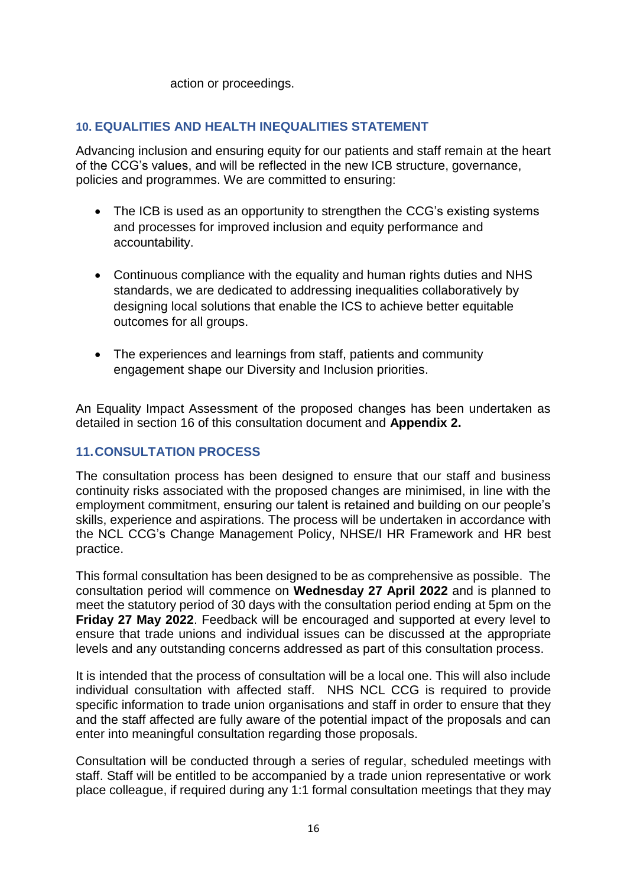action or proceedings.

## 10. EQUALITIES AND HEALTH INEQUALITIES STATEMENT

Advancing inclusion and ensuring equity for our patients and staff remain at the heart of the CCG's values, and will be reflected in the new ICB structure, governance, policies and programmes. We are committed to ensuring:

- The ICB is used as an opportunity to strengthen the CCG's existing systems and processes for improved inclusion and equity performance and accountability.
- Continuous compliance with the equality and human rights duties and NHS standards, we are dedicated to addressing inequalities collaboratively by designing local solutions that enable the ICS to achieve better equitable outcomes for all groups.
- The experiences and learnings from staff, patients and community engagement shape our Diversity and Inclusion priorities.

An Equality Impact Assessment of the proposed changes has been undertaken as detailed in section 16 of this consultation document and **Appendix 2.**

## 11. CONSULTATION PROCESS

The consultation process has been designed to ensure that our staff and business continuity risks associated with the proposed changes are minimised, in line with the employment commitment, ensuring our talent is retained and building on our people's skills, experience and aspirations. The process will be undertaken in accordance with the NCL CCG's Change Management Policy, NHSE/I HR Framework and HR best practice.

This formal consultation has been designed to be as comprehensive as possible. The consultation period will commence on **Wednesday 27 April 2022** and is planned to meet the statutory period of 30 days with the consultation period ending at 5pm on the **Friday 27 May 2022**. Feedback will be encouraged and supported at every level to ensure that trade unions and individual issues can be discussed at the appropriate levels and any outstanding concerns addressed as part of this consultation process.

It is intended that the process of consultation will be a local one. This will also include individual consultation with affected staff. NHS NCL CCG is required to provide specific information to trade union organisations and staff in order to ensure that they and the staff affected are fully aware of the potential impact of the proposals and can enter into meaningful consultation regarding those proposals.

Consultation will be conducted through a series of regular, scheduled meetings with staff. Staff will be entitled to be accompanied by a trade union representative or work place colleague, if required during any 1:1 formal consultation meetings that they may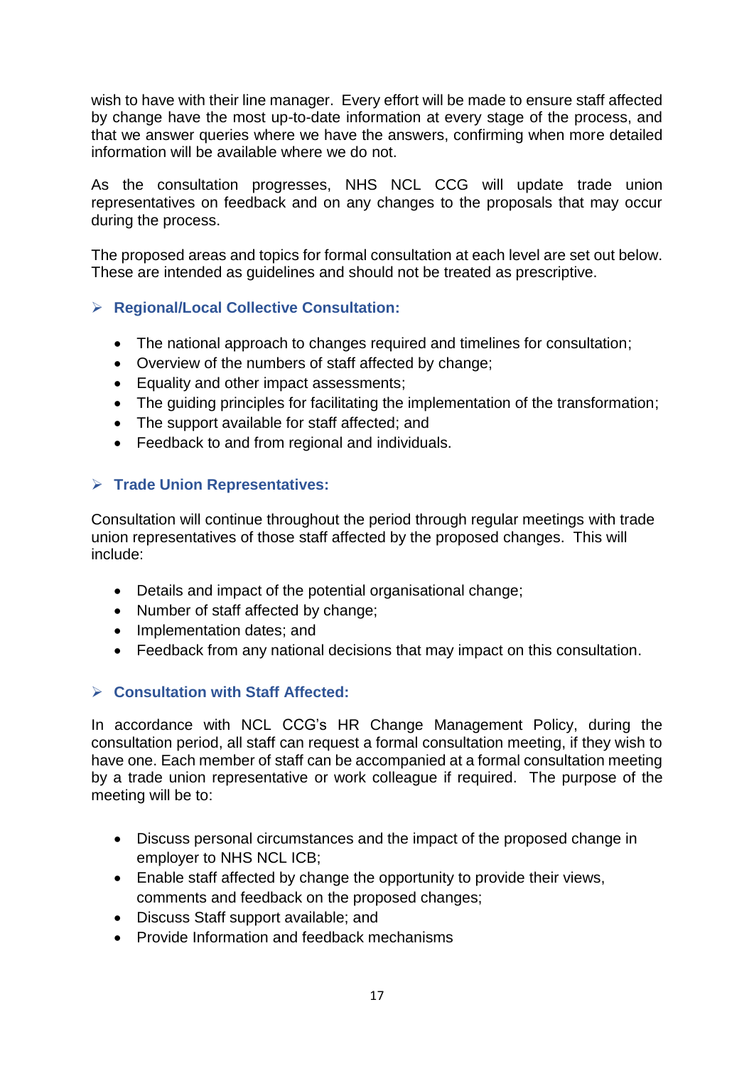wish to have with their line manager. Every effort will be made to ensure staff affected by change have the most up-to-date information at every stage of the process, and that we answer queries where we have the answers, confirming when more detailed information will be available where we do not.

As the consultation progresses, NHS NCL CCG will update trade union representatives on feedback and on any changes to the proposals that may occur during the process.

The proposed areas and topics for formal consultation at each level are set out below. These are intended as guidelines and should not be treated as prescriptive.

### Regional/Local Collective Consultation:

- The national approach to changes required and timelines for consultation;
- Overview of the numbers of staff affected by change;
- Equality and other impact assessments;
- The guiding principles for facilitating the implementation of the transformation;
- The support available for staff affected; and
- Feedback to and from regional and individuals.

### Trade Union Representatives:

Consultation will continue throughout the period through regular meetings with trade union representatives of those staff affected by the proposed changes. This will include:

- Details and impact of the potential organisational change;
- Number of staff affected by change;
- Implementation dates; and
- Feedback from any national decisions that may impact on this consultation.

### Consultation with Staff Affected:

In accordance with NCL CCG's HR Change Management Policy, during the consultation period, all staff can request a formal consultation meeting, if they wish to have one. Each member of staff can be accompanied at a formal consultation meeting by a trade union representative or work colleague if required. The purpose of the meeting will be to:

- Discuss personal circumstances and the impact of the proposed change in employer to NHS NCL ICB;
- Enable staff affected by change the opportunity to provide their views, comments and feedback on the proposed changes;
- Discuss Staff support available; and
- Provide Information and feedback mechanisms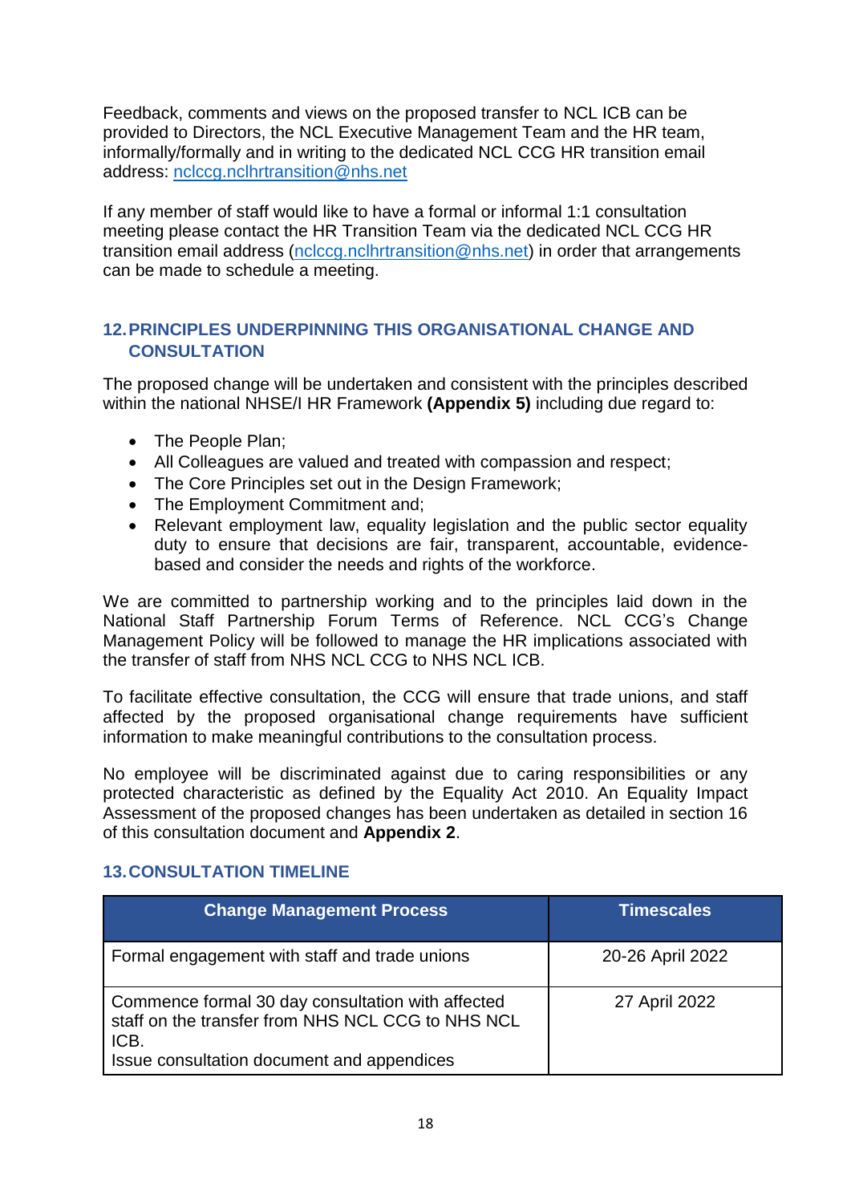Feedback, comments and views on the proposed transfer to NCL ICB can be provided to Directors, the NCL Executive Management Team and the HR team, informally/formally and in writing to the dedicated NCL CCG HR transition email address: nclccg.nclhrtransition@nhs.net

If any member of staff would like to have a formal or informal 1:1 consultation meeting please contact the HR Transition Team via the dedicated NCL CCG HR transition email address (nclccg.nclhrtransition@nhs.net) in order that arrangements can be made to schedule a meeting.

## 12. PRINCIPLES UNDERPINNING THIS ORGANISATIONAL CHANGE AND CONSULTATION

The proposed change will be undertaken and consistent with the principles described within the national NHSE/I HR Framework **(Appendix 5)** including due regard to:

- The People Plan;
- All Colleagues are valued and treated with compassion and respect;
- The Core Principles set out in the Design Framework;
- The Employment Commitment and;
- Relevant employment law, equality legislation and the public sector equality duty to ensure that decisions are fair, transparent, accountable, evidence-based and consider the needs and rights of the workforce.

We are committed to partnership working and to the principles laid down in the National Staff Partnership Forum Terms of Reference. NCL CCG's Change Management Policy will be followed to manage the HR implications associated with the transfer of staff from NHS NCL CCG to NHS NCL ICB.

To facilitate effective consultation, the CCG will ensure that trade unions, and staff affected by the proposed organisational change requirements have sufficient information to make meaningful contributions to the consultation process.

No employee will be discriminated against due to caring responsibilities or any protected characteristic as defined by the Equality Act 2010. An Equality Impact Assessment of the proposed changes has been undertaken as detailed in section 16 of this consultation document and **Appendix 2**.

## 13. CONSULTATION TIMELINE

| Change Management Process | Timescales |
|---|---|
| Formal engagement with staff and trade unions | 20-26 April 2022 |
| Commence formal 30 day consultation with affected staff on the transfer from NHS NCL CCG to NHS NCL ICB.<br>Issue consultation document and appendices | 27 April 2022 |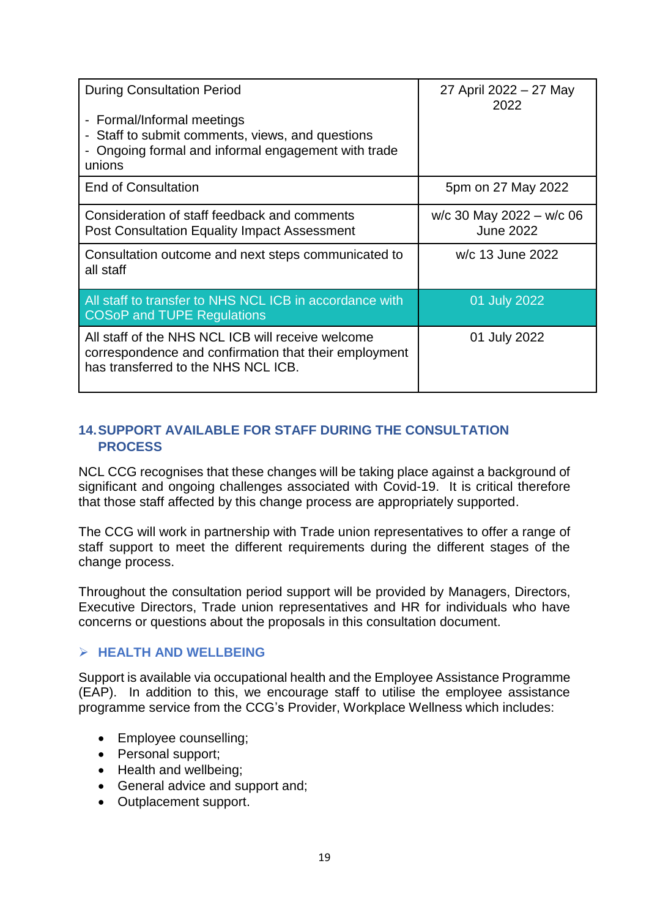| During Consultation Period<br><br>- Formal/Informal meetings<br>- Staff to submit comments, views, and questions<br>- Ongoing formal and informal engagement with trade unions | 27 April 2022 – 27 May 2022 |
|---|---|
| End of Consultation | 5pm on 27 May 2022 |
| Consideration of staff feedback and comments<br>Post Consultation Equality Impact Assessment | w/c 30 May 2022 – w/c 06 June 2022 |
| Consultation outcome and next steps communicated to all staff | w/c 13 June 2022 |
| All staff to transfer to NHS NCL ICB in accordance with COSoP and TUPE Regulations | 01 July 2022 |
| All staff of the NHS NCL ICB will receive welcome correspondence and confirmation that their employment has transferred to the NHS NCL ICB. | 01 July 2022 |

## 14. SUPPORT AVAILABLE FOR STAFF DURING THE CONSULTATION PROCESS

NCL CCG recognises that these changes will be taking place against a background of significant and ongoing challenges associated with Covid-19. It is critical therefore that those staff affected by this change process are appropriately supported.

The CCG will work in partnership with Trade union representatives to offer a range of staff support to meet the different requirements during the different stages of the change process.

Throughout the consultation period support will be provided by Managers, Directors, Executive Directors, Trade union representatives and HR for individuals who have concerns or questions about the proposals in this consultation document.

### ➢ HEALTH AND WELLBEING

Support is available via occupational health and the Employee Assistance Programme (EAP). In addition to this, we encourage staff to utilise the employee assistance programme service from the CCG's Provider, Workplace Wellness which includes:

- Employee counselling;
- Personal support;
- Health and wellbeing;
- General advice and support and;
- Outplacement support.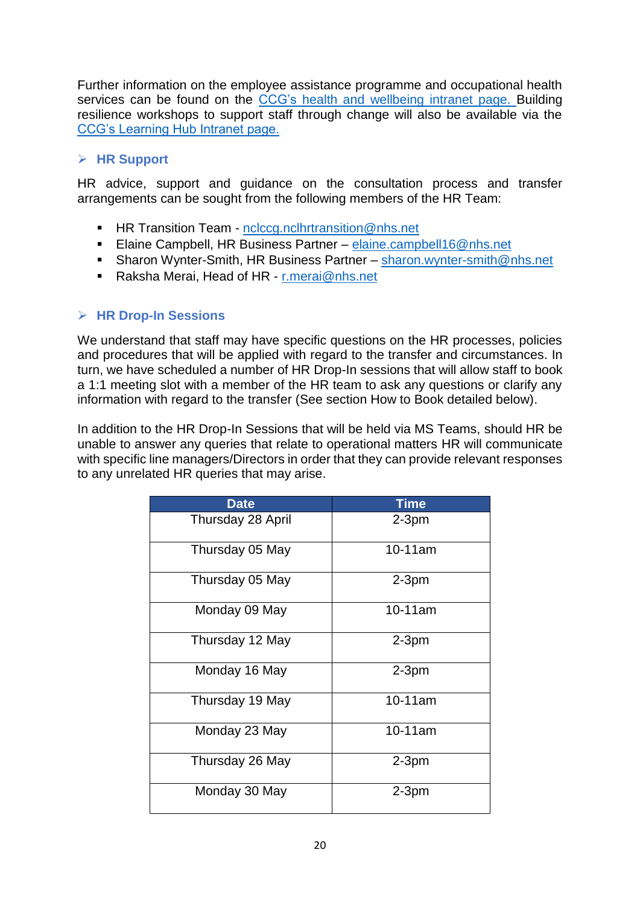Further information on the employee assistance programme and occupational health services can be found on the [CCG's health and wellbeing intranet page.](#) Building resilience workshops to support staff through change will also be available via the [CCG's Learning Hub Intranet page.](#)

### ➢ HR Support

HR advice, support and guidance on the consultation process and transfer arrangements can be sought from the following members of the HR Team:

- HR Transition Team - nclccg.nclhrtransition@nhs.net
- Elaine Campbell, HR Business Partner – elaine.campbell16@nhs.net
- Sharon Wynter-Smith, HR Business Partner – sharon.wynter-smith@nhs.net
- Raksha Merai, Head of HR - r.merai@nhs.net

### ➢ HR Drop-In Sessions

We understand that staff may have specific questions on the HR processes, policies and procedures that will be applied with regard to the transfer and circumstances. In turn, we have scheduled a number of HR Drop-In sessions that will allow staff to book a 1:1 meeting slot with a member of the HR team to ask any questions or clarify any information with regard to the transfer (See section How to Book detailed below).

In addition to the HR Drop-In Sessions that will be held via MS Teams, should HR be unable to answer any queries that relate to operational matters HR will communicate with specific line managers/Directors in order that they can provide relevant responses to any unrelated HR queries that may arise.

| Date | Time |
|---|---|
| Thursday 28 April | 2-3pm |
| Thursday 05 May | 10-11am |
| Thursday 05 May | 2-3pm |
| Monday 09 May | 10-11am |
| Thursday 12 May | 2-3pm |
| Monday 16 May | 2-3pm |
| Thursday 19 May | 10-11am |
| Monday 23 May | 10-11am |
| Thursday 26 May | 2-3pm |
| Monday 30 May | 2-3pm |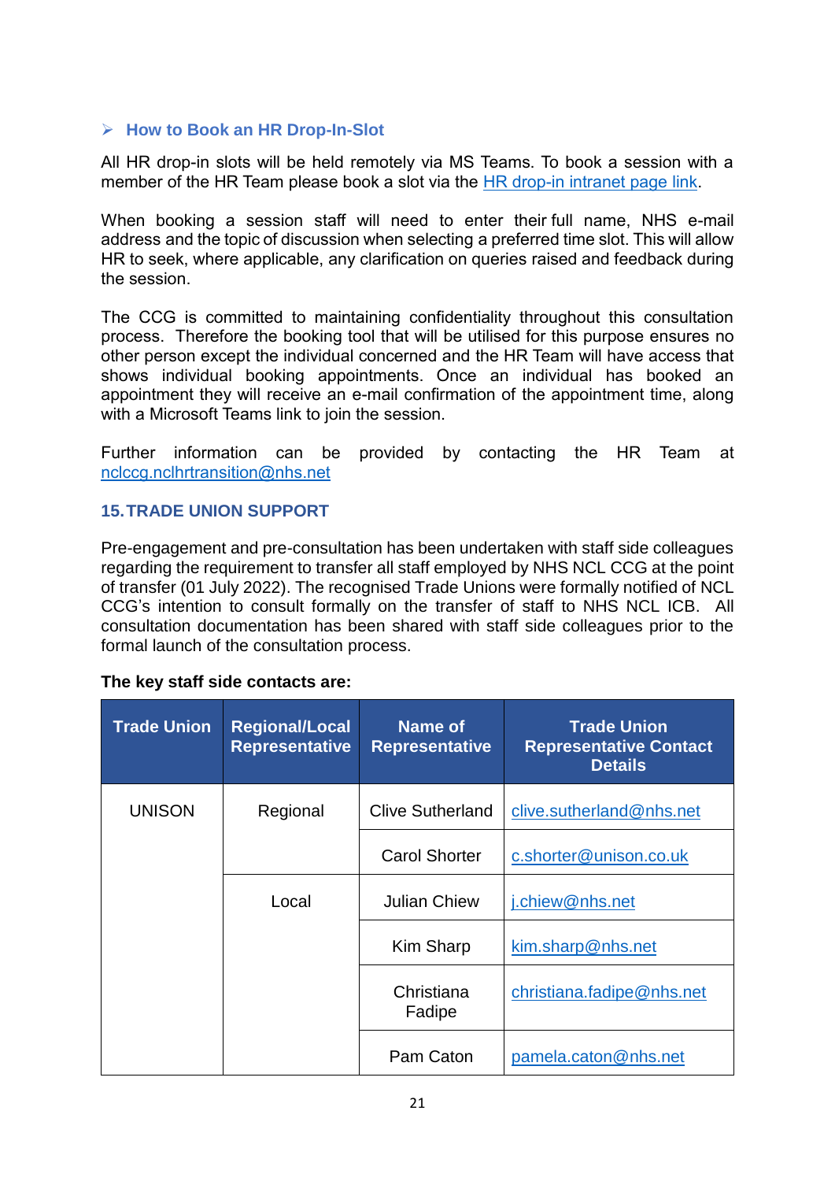### ➢ How to Book an HR Drop-In-Slot

All HR drop-in slots will be held remotely via MS Teams. To book a session with a member of the HR Team please book a slot via the [HR drop-in intranet page link](#).

When booking a session staff will need to enter their full name, NHS e-mail address and the topic of discussion when selecting a preferred time slot. This will allow HR to seek, where applicable, any clarification on queries raised and feedback during the session.

The CCG is committed to maintaining confidentiality throughout this consultation process. Therefore the booking tool that will be utilised for this purpose ensures no other person except the individual concerned and the HR Team will have access that shows individual booking appointments. Once an individual has booked an appointment they will receive an e-mail confirmation of the appointment time, along with a Microsoft Teams link to join the session.

Further information can be provided by contacting the HR Team at nclccg.nclhrtransition@nhs.net

## 15. TRADE UNION SUPPORT

Pre-engagement and pre-consultation has been undertaken with staff side colleagues regarding the requirement to transfer all staff employed by NHS NCL CCG at the point of transfer (01 July 2022). The recognised Trade Unions were formally notified of NCL CCG's intention to consult formally on the transfer of staff to NHS NCL ICB. All consultation documentation has been shared with staff side colleagues prior to the formal launch of the consultation process.

**The key staff side contacts are:**

| Trade Union | Regional/Local Representative | Name of Representative | Trade Union Representative Contact Details |
|---|---|---|---|
| UNISON | Regional | Clive Sutherland | clive.sutherland@nhs.net |
| | | Carol Shorter | c.shorter@unison.co.uk |
| | Local | Julian Chiew | j.chiew@nhs.net |
| | | Kim Sharp | kim.sharp@nhs.net |
| | | Christiana Fadipe | christiana.fadipe@nhs.net |
| | | Pam Caton | pamela.caton@nhs.net |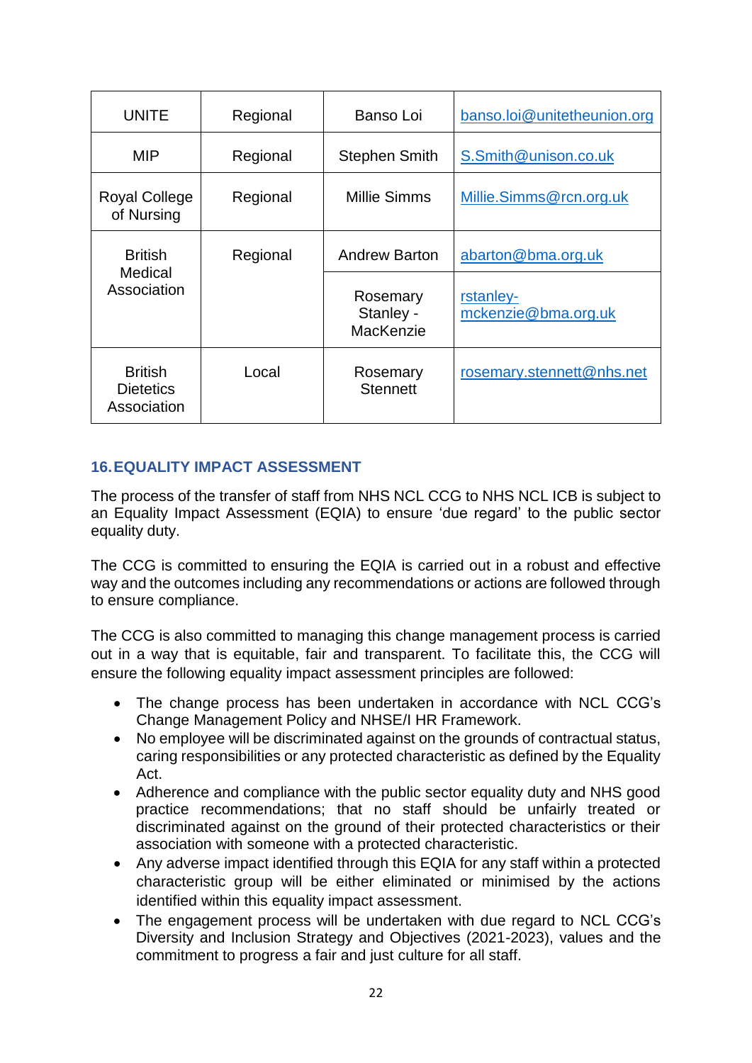| UNITE | Regional | Banso Loi | banso.loi@unitetheunion.org |
|---|---|---|---|
| MIP | Regional | Stephen Smith | S.Smith@unison.co.uk |
| Royal College of Nursing | Regional | Millie Simms | Millie.Simms@rcn.org.uk |
| British Medical Association | Regional | Andrew Barton | abarton@bma.org.uk |
| | | Rosemary Stanley - MacKenzie | rstanley-mckenzie@bma.org.uk |
| British Dietetics Association | Local | Rosemary Stennett | rosemary.stennett@nhs.net |

## 16. EQUALITY IMPACT ASSESSMENT

The process of the transfer of staff from NHS NCL CCG to NHS NCL ICB is subject to an Equality Impact Assessment (EQIA) to ensure 'due regard' to the public sector equality duty.

The CCG is committed to ensuring the EQIA is carried out in a robust and effective way and the outcomes including any recommendations or actions are followed through to ensure compliance.

The CCG is also committed to managing this change management process is carried out in a way that is equitable, fair and transparent. To facilitate this, the CCG will ensure the following equality impact assessment principles are followed:

- The change process has been undertaken in accordance with NCL CCG's Change Management Policy and NHSE/I HR Framework.
- No employee will be discriminated against on the grounds of contractual status, caring responsibilities or any protected characteristic as defined by the Equality Act.
- Adherence and compliance with the public sector equality duty and NHS good practice recommendations; that no staff should be unfairly treated or discriminated against on the ground of their protected characteristics or their association with someone with a protected characteristic.
- Any adverse impact identified through this EQIA for any staff within a protected characteristic group will be either eliminated or minimised by the actions identified within this equality impact assessment.
- The engagement process will be undertaken with due regard to NCL CCG's Diversity and Inclusion Strategy and Objectives (2021-2023), values and the commitment to progress a fair and just culture for all staff.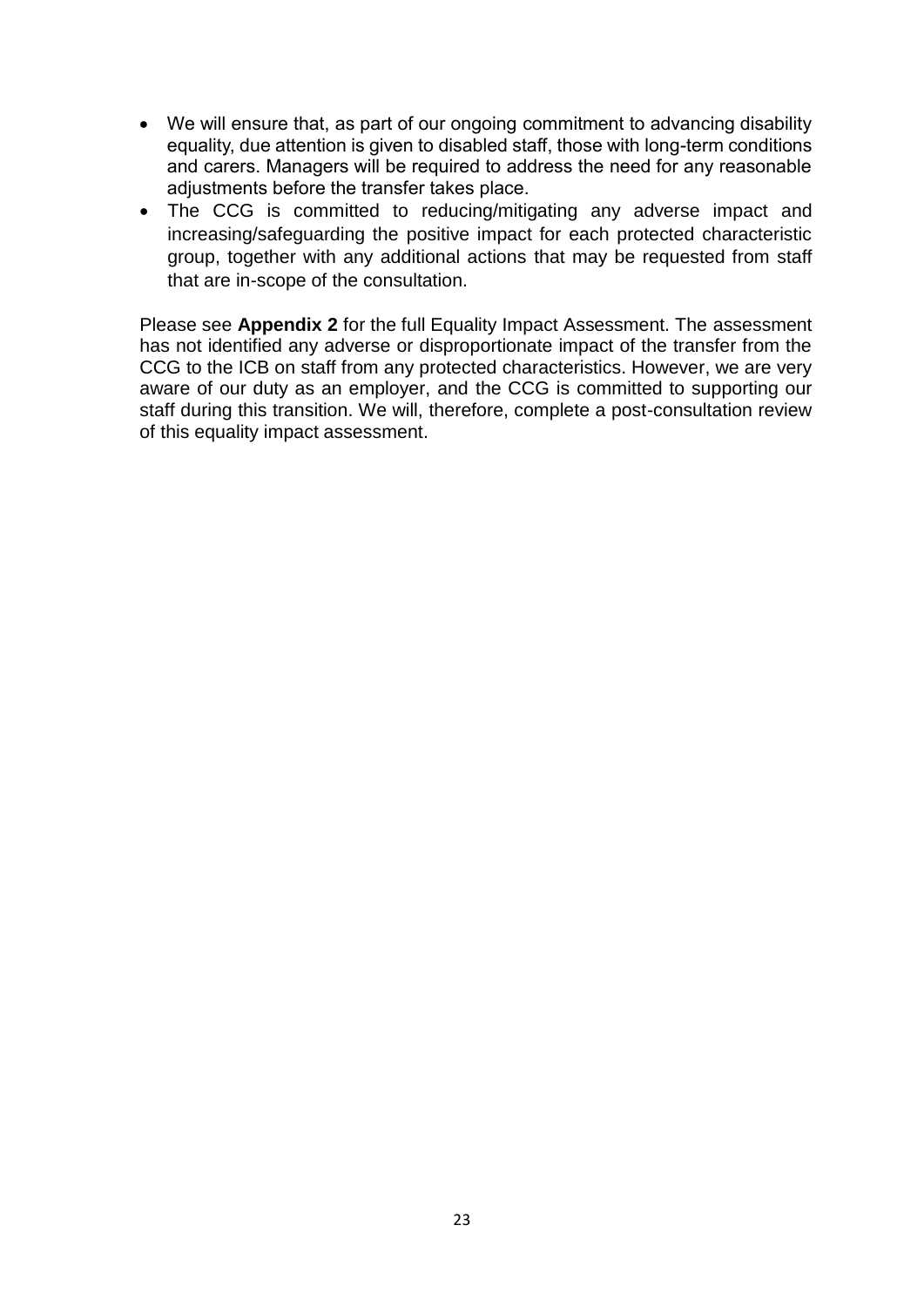- We will ensure that, as part of our ongoing commitment to advancing disability equality, due attention is given to disabled staff, those with long-term conditions and carers. Managers will be required to address the need for any reasonable adjustments before the transfer takes place.
- The CCG is committed to reducing/mitigating any adverse impact and increasing/safeguarding the positive impact for each protected characteristic group, together with any additional actions that may be requested from staff that are in-scope of the consultation.

Please see **Appendix 2** for the full Equality Impact Assessment. The assessment has not identified any adverse or disproportionate impact of the transfer from the CCG to the ICB on staff from any protected characteristics. However, we are very aware of our duty as an employer, and the CCG is committed to supporting our staff during this transition. We will, therefore, complete a post-consultation review of this equality impact assessment.